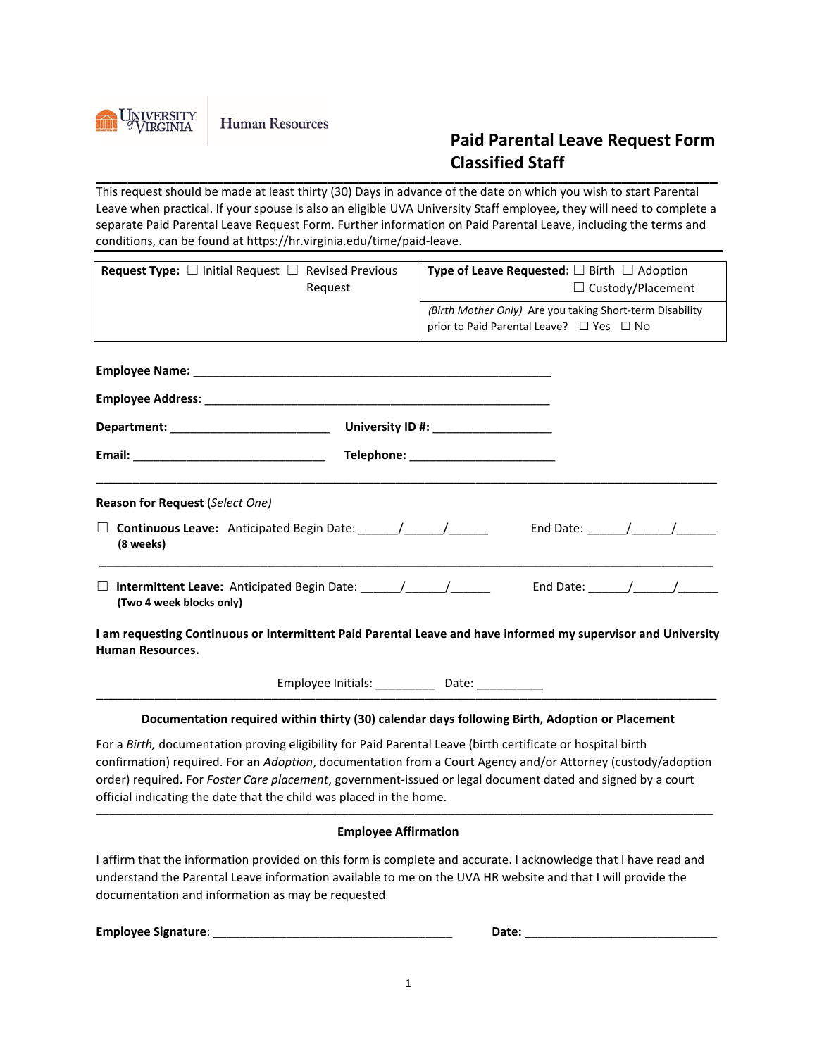University of Virginia | Human Resources

# Paid Parental Leave Request Form Classified Staff

This request should be made at least thirty (30) Days in advance of the date on which you wish to start Parental Leave when practical. If your spouse is also an eligible UVA University Staff employee, they will need to complete a separate Paid Parental Leave Request Form. Further information on Paid Parental Leave, including the terms and conditions, can be found at https://hr.virginia.edu/time/paid-leave.

| **Request Type:** ☐ Initial Request ☐ Revised Previous Request | **Type of Leave Requested:** ☐ Birth ☐ Adoption ☐ Custody/Placement |
|---|---|
| | *(Birth Mother Only)* Are you taking Short-term Disability prior to Paid Parental Leave? ☐ Yes ☐ No |

**Employee Name:** _______________________________________________

**Employee Address**: _______________________________________________

**Department:** ________________________ **University ID #:** __________________

**Email:** ____________________________ **Telephone:** ______________________

---

**Reason for Request** (*Select One*)

☐ **Continuous Leave:** Anticipated Begin Date: ______/______/______ End Date: ______/______/______
**(8 weeks)**

---

☐ **Intermittent Leave:** Anticipated Begin Date: ______/______/______ End Date: ______/______/______
**(Two 4 week blocks only)**

**I am requesting Continuous or Intermittent Paid Parental Leave and have informed my supervisor and University Human Resources.**

Employee Initials: _________ Date: __________

---

**Documentation required within thirty (30) calendar days following Birth, Adoption or Placement**

For a *Birth,* documentation proving eligibility for Paid Parental Leave (birth certificate or hospital birth confirmation) required. For an *Adoption*, documentation from a Court Agency and/or Attorney (custody/adoption order) required. For *Foster Care placement*, government-issued or legal document dated and signed by a court official indicating the date that the child was placed in the home.

---

**Employee Affirmation**

I affirm that the information provided on this form is complete and accurate. I acknowledge that I have read and understand the Parental Leave information available to me on the UVA HR website and that I will provide the documentation and information as may be requested

**Employee Signature**: ___________________________________ **Date:** _____________________________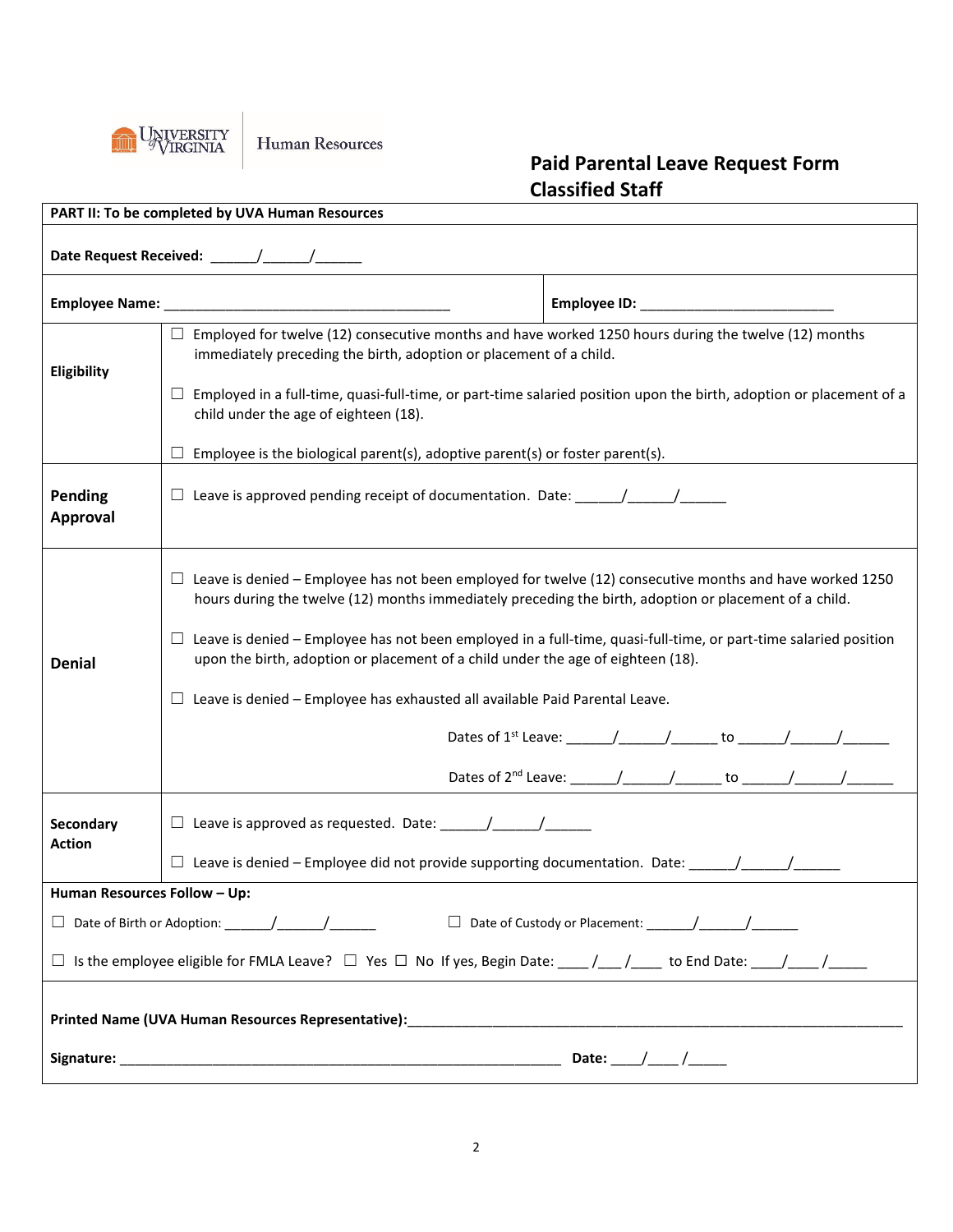University of Virginia | Human Resources

# Paid Parental Leave Request Form
## Classified Staff

| PART II: To be completed by UVA Human Resources | |
|---|---|
| **Date Request Received:** ______/______/______ | |
| **Employee Name:** _____________________________________ | **Employee ID:** _________________________ |

| | |
|---|---|
| **Eligibility** | ☐ Employed for twelve (12) consecutive months and have worked 1250 hours during the twelve (12) months immediately preceding the birth, adoption or placement of a child.<br><br>☐ Employed in a full-time, quasi-full-time, or part-time salaried position upon the birth, adoption or placement of a child under the age of eighteen (18).<br><br>☐ Employee is the biological parent(s), adoptive parent(s) or foster parent(s). |
| **Pending Approval** | ☐ Leave is approved pending receipt of documentation. Date: ______/______/______ |
| **Denial** | ☐ Leave is denied – Employee has not been employed for twelve (12) consecutive months and have worked 1250 hours during the twelve (12) months immediately preceding the birth, adoption or placement of a child.<br><br>☐ Leave is denied – Employee has not been employed in a full-time, quasi-full-time, or part-time salaried position upon the birth, adoption or placement of a child under the age of eighteen (18).<br><br>☐ Leave is denied – Employee has exhausted all available Paid Parental Leave.<br><br>Dates of 1st Leave: ______/______/______ to ______/______/______<br><br>Dates of 2nd Leave: ______/______/______ to ______/______/______ |
| **Secondary Action** | ☐ Leave is approved as requested. Date: ______/______/______<br><br>☐ Leave is denied – Employee did not provide supporting documentation. Date: ______/______/______ |

**Human Resources Follow – Up:**

☐ Date of Birth or Adoption: ______/______/______ ☐ Date of Custody or Placement: ______/______/______

☐ Is the employee eligible for FMLA Leave? ☐ Yes ☐ No If yes, Begin Date: ____/___/____ to End Date: ____/____/_____

**Printed Name (UVA Human Resources Representative):**_________________________________________________________________

**Signature:** ________________________________________________________ **Date:** ____/____/_____